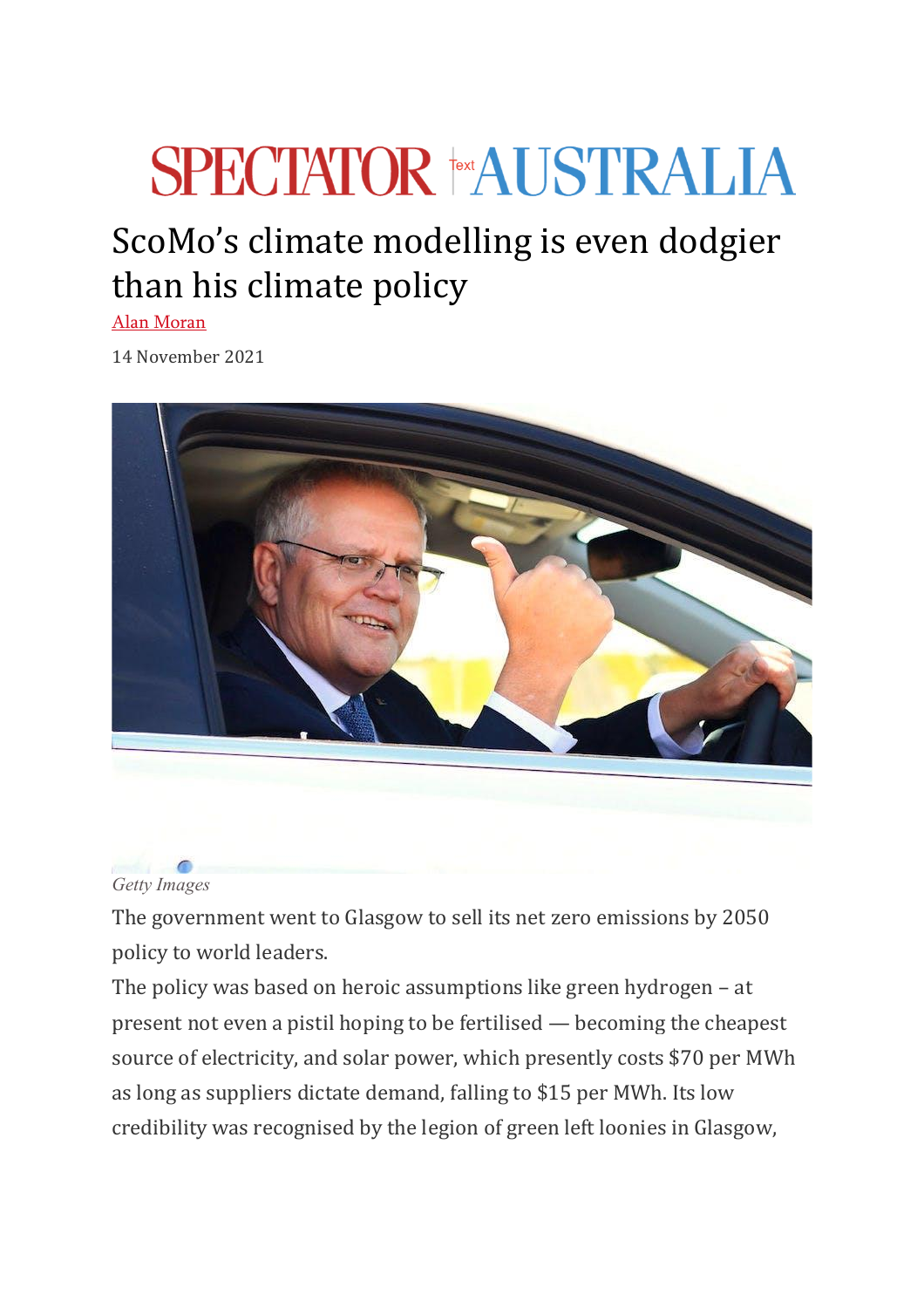# ScoMo's climate modelling is even dodgier than his climate policy

Alan Moran

14 November 2021

*Getty Images*

The government went to Glasgow to sell its net zero emissions by 2050 policy to world leaders.

The policy was based on heroic assumptions like green hydrogen – at present not even a pistil hoping to be fertilised — becoming the cheapest source of electricity, and solar power, which presently costs $70 per MWh as long as suppliers dictate demand, falling to $15 per MWh. Its low credibility was recognised by the legion of green left loonies in Glasgow,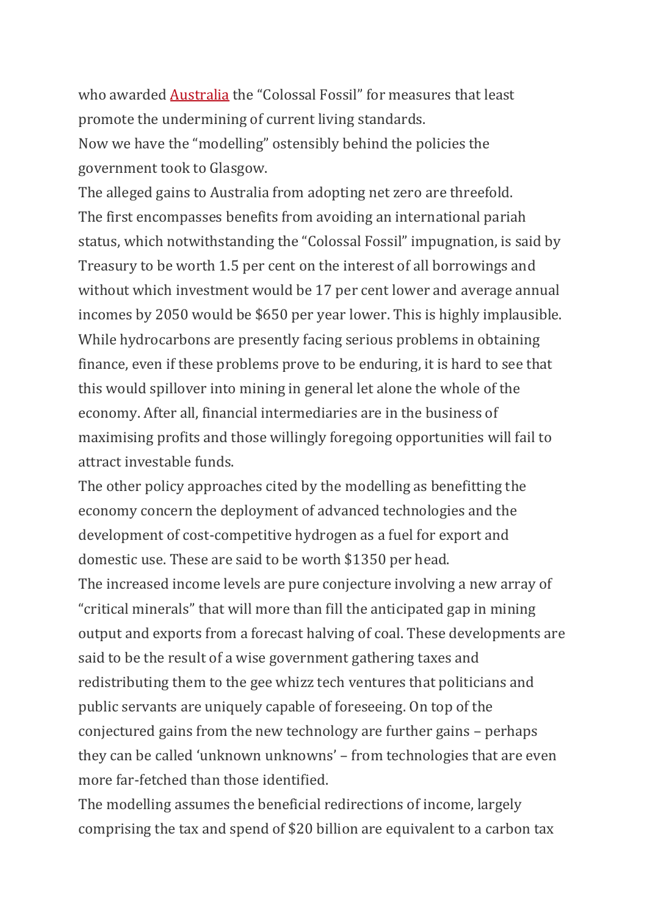who awarded Australia the "Colossal Fossil" for measures that least promote the undermining of current living standards.

Now we have the "modelling" ostensibly behind the policies the government took to Glasgow.

The alleged gains to Australia from adopting net zero are threefold.

The first encompasses benefits from avoiding an international pariah status, which notwithstanding the "Colossal Fossil" impugnation, is said by Treasury to be worth 1.5 per cent on the interest of all borrowings and without which investment would be 17 per cent lower and average annual incomes by 2050 would be $650 per year lower. This is highly implausible. While hydrocarbons are presently facing serious problems in obtaining finance, even if these problems prove to be enduring, it is hard to see that this would spillover into mining in general let alone the whole of the economy. After all, financial intermediaries are in the business of maximising profits and those willingly foregoing opportunities will fail to attract investable funds.

The other policy approaches cited by the modelling as benefitting the economy concern the deployment of advanced technologies and the development of cost-competitive hydrogen as a fuel for export and domestic use. These are said to be worth $1350 per head.

The increased income levels are pure conjecture involving a new array of "critical minerals" that will more than fill the anticipated gap in mining output and exports from a forecast halving of coal. These developments are said to be the result of a wise government gathering taxes and redistributing them to the gee whizz tech ventures that politicians and public servants are uniquely capable of foreseeing. On top of the conjectured gains from the new technology are further gains – perhaps they can be called 'unknown unknowns' – from technologies that are even more far-fetched than those identified.

The modelling assumes the beneficial redirections of income, largely comprising the tax and spend of $20 billion are equivalent to a carbon tax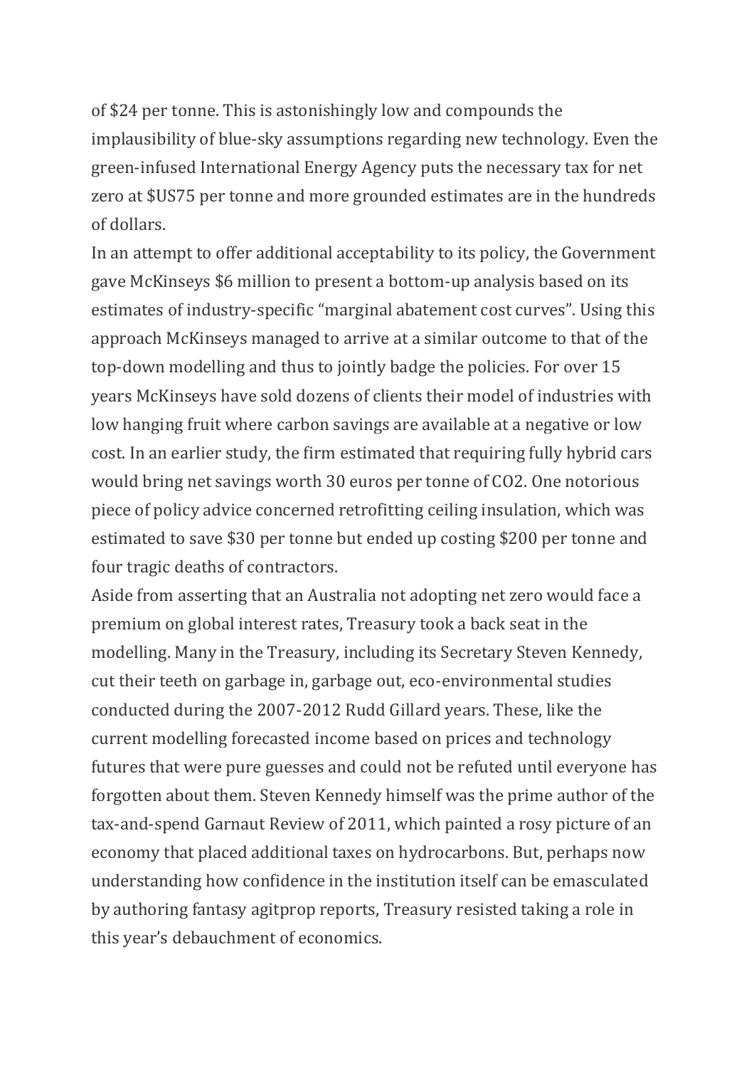of $24 per tonne. This is astonishingly low and compounds the implausibility of blue-sky assumptions regarding new technology. Even the green-infused International Energy Agency puts the necessary tax for net zero at $US75 per tonne and more grounded estimates are in the hundreds of dollars.

In an attempt to offer additional acceptability to its policy, the Government gave McKinseys $6 million to present a bottom-up analysis based on its estimates of industry-specific "marginal abatement cost curves". Using this approach McKinseys managed to arrive at a similar outcome to that of the top-down modelling and thus to jointly badge the policies. For over 15 years McKinseys have sold dozens of clients their model of industries with low hanging fruit where carbon savings are available at a negative or low cost. In an earlier study, the firm estimated that requiring fully hybrid cars would bring net savings worth 30 euros per tonne of $CO_2$. One notorious piece of policy advice concerned retrofitting ceiling insulation, which was estimated to save $30 per tonne but ended up costing $200 per tonne and four tragic deaths of contractors.

Aside from asserting that an Australia not adopting net zero would face a premium on global interest rates, Treasury took a back seat in the modelling. Many in the Treasury, including its Secretary Steven Kennedy, cut their teeth on garbage in, garbage out, eco-environmental studies conducted during the 2007-2012 Rudd Gillard years. These, like the current modelling forecasted income based on prices and technology futures that were pure guesses and could not be refuted until everyone has forgotten about them. Steven Kennedy himself was the prime author of the tax-and-spend Garnaut Review of 2011, which painted a rosy picture of an economy that placed additional taxes on hydrocarbons. But, perhaps now understanding how confidence in the institution itself can be emasculated by authoring fantasy agitprop reports, Treasury resisted taking a role in this year's debauchment of economics.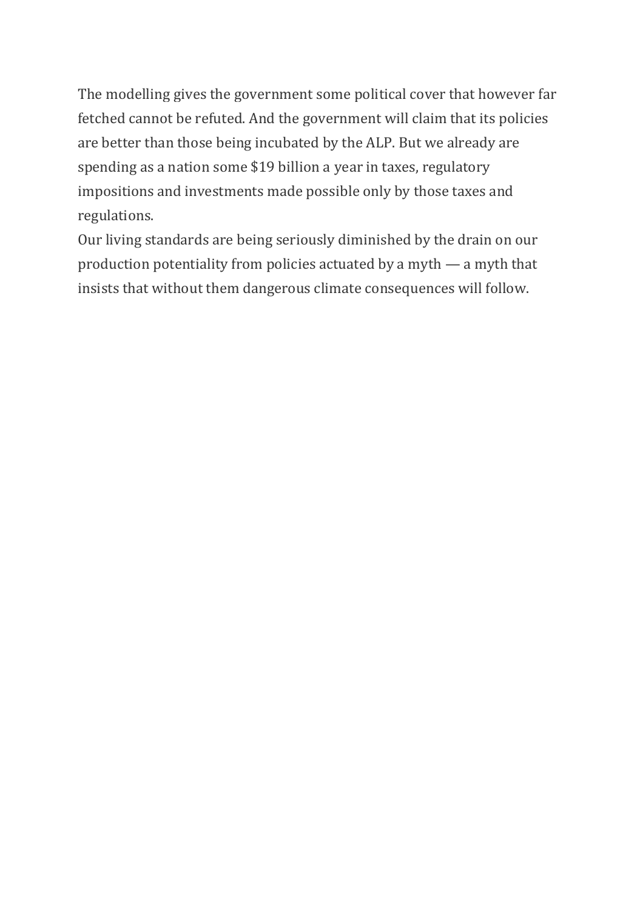The modelling gives the government some political cover that however far fetched cannot be refuted. And the government will claim that its policies are better than those being incubated by the ALP. But we already are spending as a nation some $19 billion a year in taxes, regulatory impositions and investments made possible only by those taxes and regulations.

Our living standards are being seriously diminished by the drain on our production potentiality from policies actuated by a myth — a myth that insists that without them dangerous climate consequences will follow.